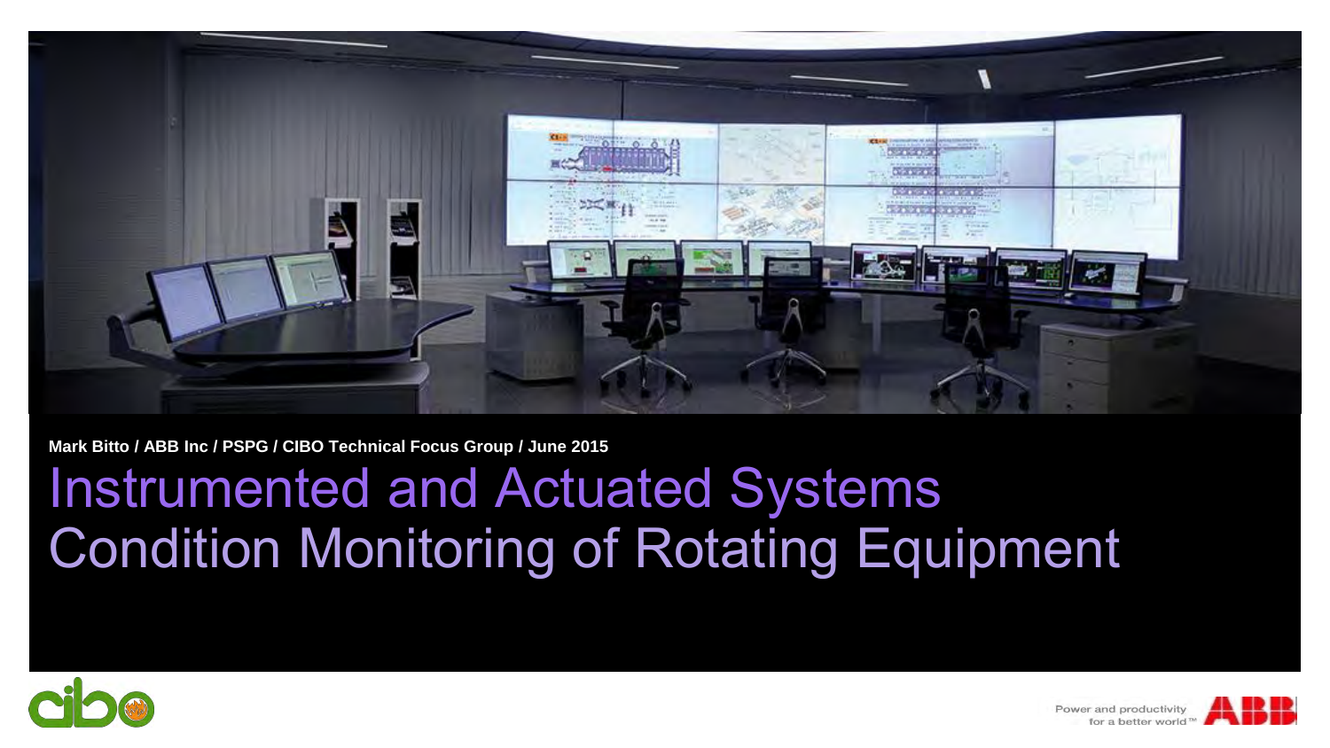**Mark Bitto / ABB Inc / PSPG / CIBO Technical Focus Group / June 2015**

# Instrumented and Actuated Systems Condition Monitoring of Rotating Equipment

Power and productivity for a better world™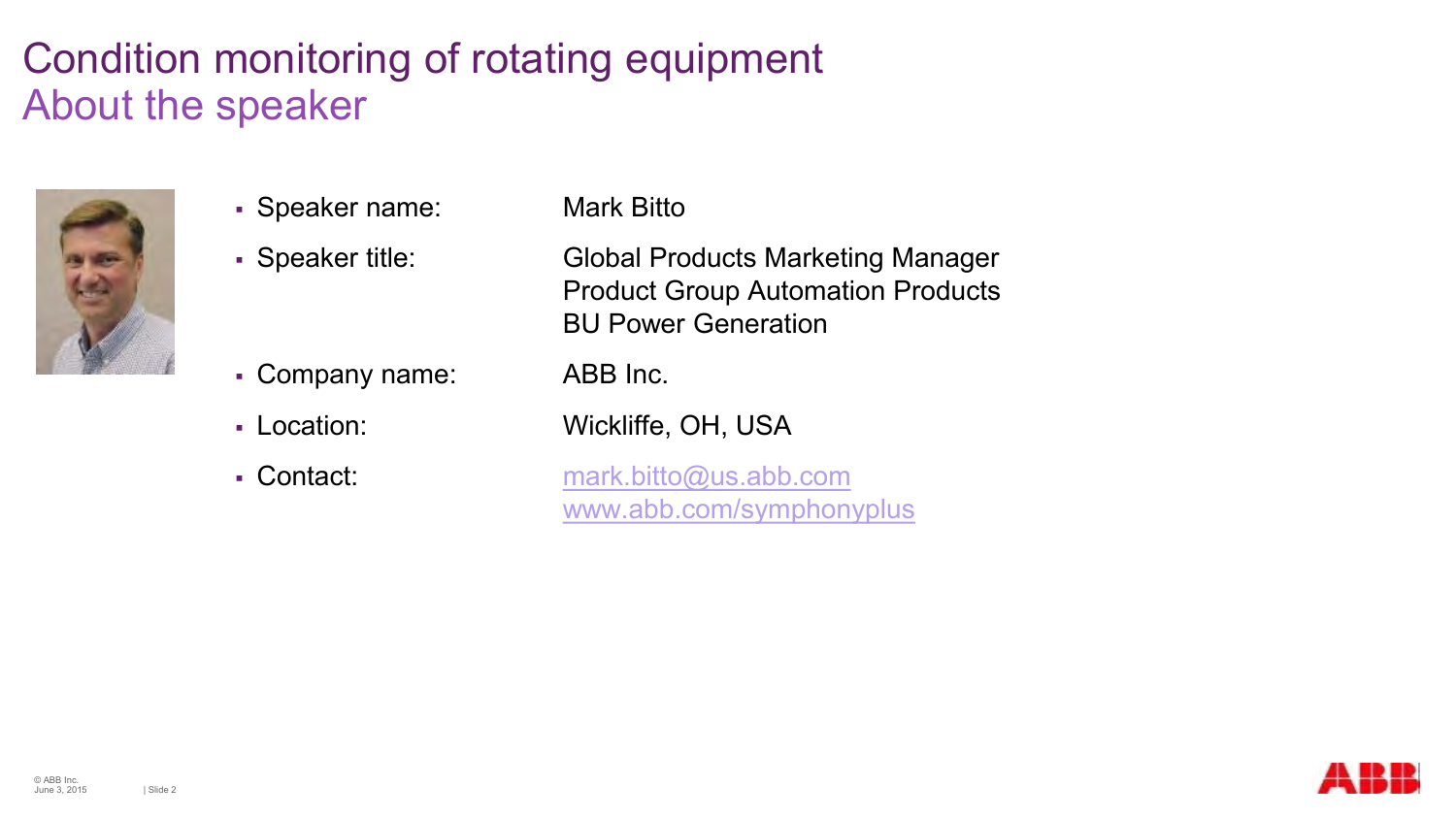# Condition monitoring of rotating equipment
## About the speaker

- Speaker name: Mark Bitto
- Speaker title: Global Products Marketing Manager
  Product Group Automation Products
  BU Power Generation
- Company name: ABB Inc.
- Location: Wickliffe, OH, USA
- Contact: mark.bitto@us.abb.com
  www.abb.com/symphonyplus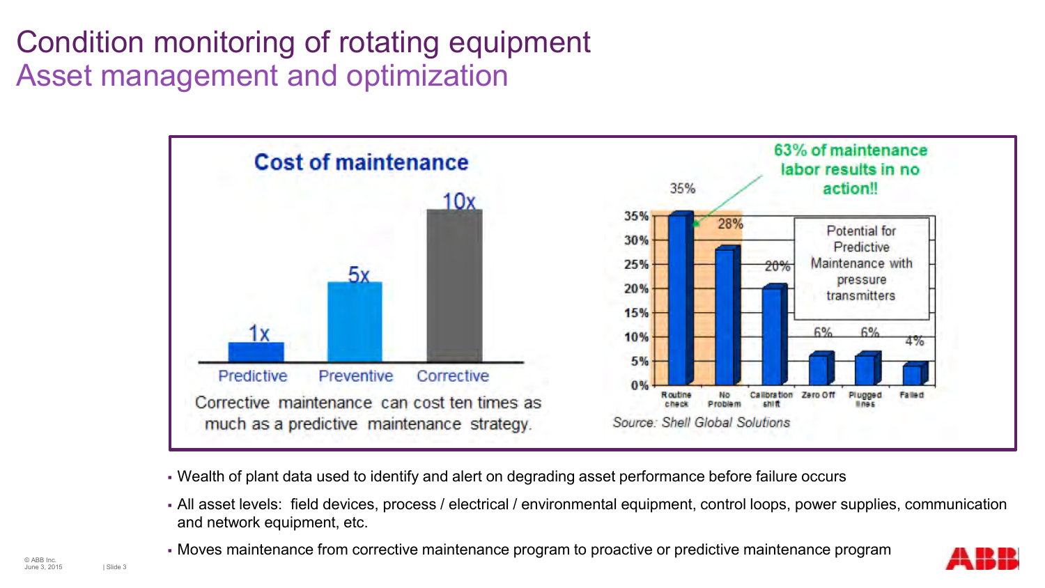# Condition monitoring of rotating equipment

## Asset management and optimization

**Cost of maintenance**

| Strategy | Relative cost |
| --- | --- |
| Predictive | 1x |
| Preventive | 5x |
| Corrective | 10x |

Corrective maintenance can cost ten times as much as a predictive maintenance strategy.

**63% of maintenance labor results in no action!!**

| Category | Share |
| --- | --- |
| Routine check | 35% |
| No Problem | 28% |
| Calibration shift | 20% |
| Zero Off | 6% |
| Plugged lines | 6% |
| Failed | 4% |

Potential for Predictive Maintenance with pressure transmitters

*Source: Shell Global Solutions*

- Wealth of plant data used to identify and alert on degrading asset performance before failure occurs
- All asset levels: field devices, process / electrical / environmental equipment, control loops, power supplies, communication and network equipment, etc.
- Moves maintenance from corrective maintenance program to proactive or predictive maintenance program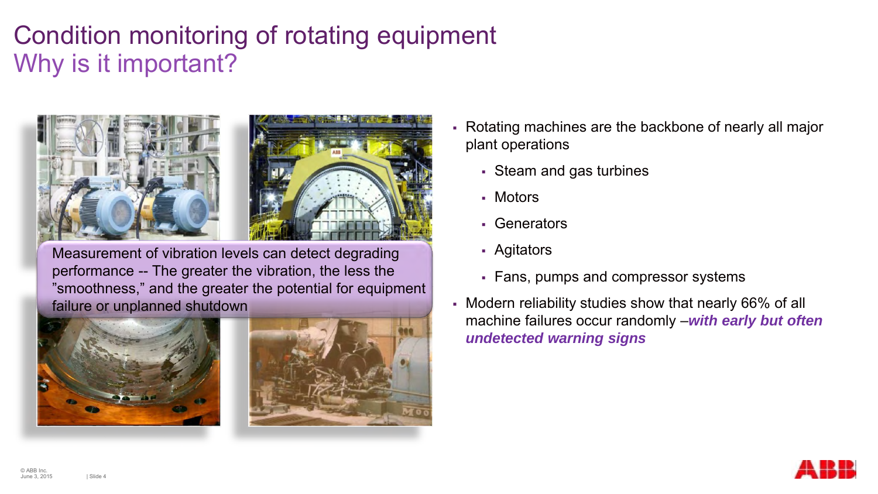# Condition monitoring of rotating equipment
## Why is it important?

Measurement of vibration levels can detect degrading performance -- The greater the vibration, the less the ”smoothness,” and the greater the potential for equipment failure or unplanned shutdown

- Rotating machines are the backbone of nearly all major plant operations
  - Steam and gas turbines
  - Motors
  - Generators
  - Agitators
  - Fans, pumps and compressor systems
- Modern reliability studies show that nearly 66% of all machine failures occur randomly –***with early but often undetected warning signs***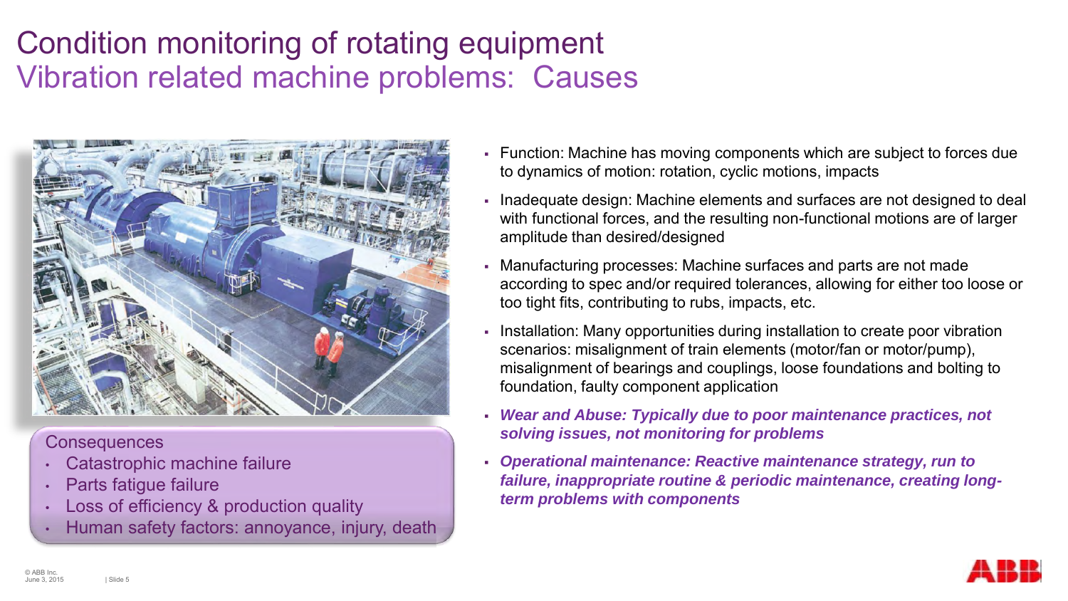# Condition monitoring of rotating equipment
## Vibration related machine problems: Causes

Consequences

- Catastrophic machine failure
- Parts fatigue failure
- Loss of efficiency & production quality
- Human safety factors: annoyance, injury, death

- Function: Machine has moving components which are subject to forces due to dynamics of motion: rotation, cyclic motions, impacts
- Inadequate design: Machine elements and surfaces are not designed to deal with functional forces, and the resulting non-functional motions are of larger amplitude than desired/designed
- Manufacturing processes: Machine surfaces and parts are not made according to spec and/or required tolerances, allowing for either too loose or too tight fits, contributing to rubs, impacts, etc.
- Installation: Many opportunities during installation to create poor vibration scenarios: misalignment of train elements (motor/fan or motor/pump), misalignment of bearings and couplings, loose foundations and bolting to foundation, faulty component application
- ***Wear and Abuse: Typically due to poor maintenance practices, not solving issues, not monitoring for problems***
- ***Operational maintenance: Reactive maintenance strategy, run to failure, inappropriate routine & periodic maintenance, creating long-term problems with components***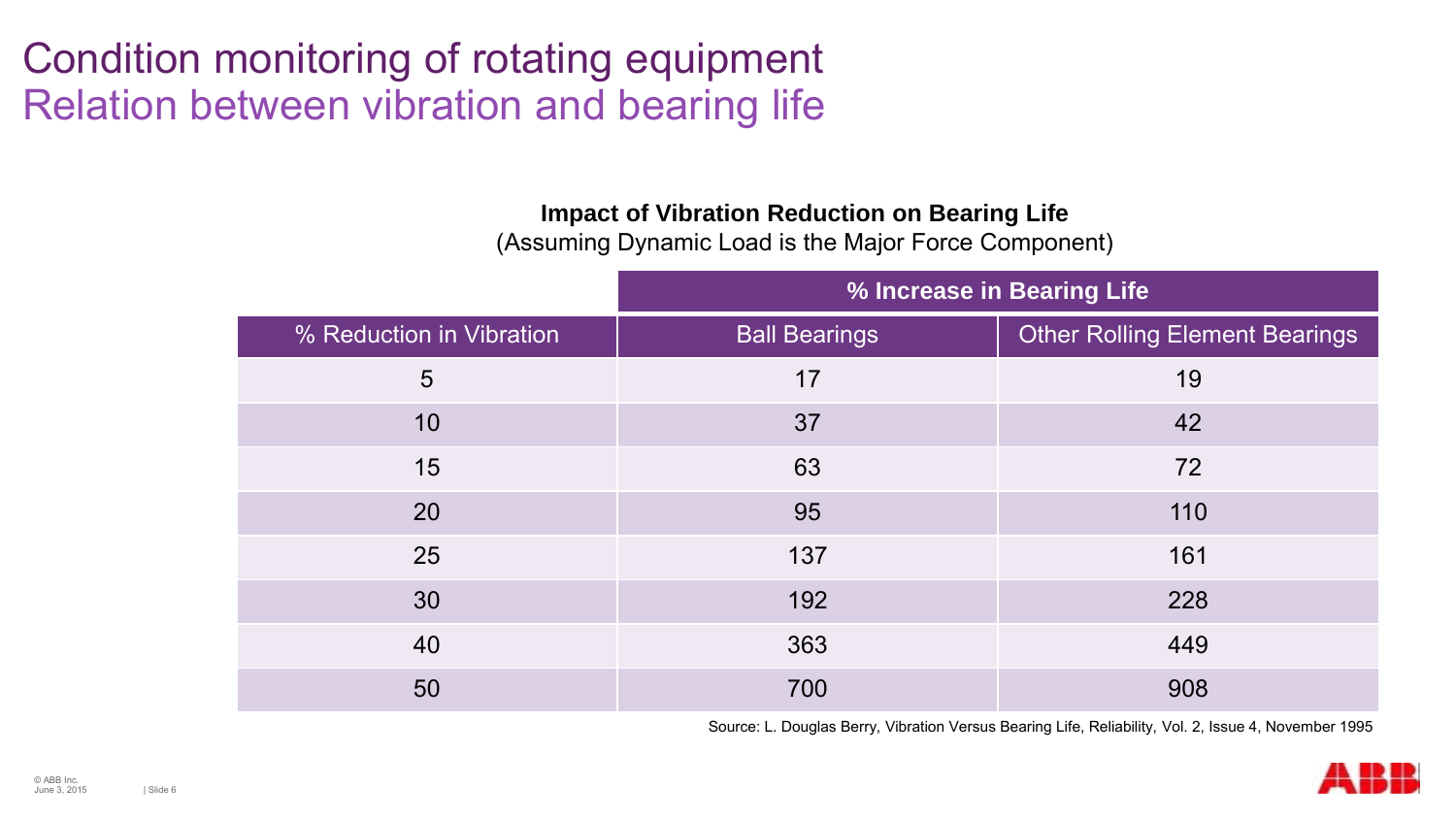# Condition monitoring of rotating equipment
## Relation between vibration and bearing life

**Impact of Vibration Reduction on Bearing Life**
(Assuming Dynamic Load is the Major Force Component)

| | % Increase in Bearing Life | |
|---|---|---|
| % Reduction in Vibration | Ball Bearings | Other Rolling Element Bearings |
| 5 | 17 | 19 |
| 10 | 37 | 42 |
| 15 | 63 | 72 |
| 20 | 95 | 110 |
| 25 | 137 | 161 |
| 30 | 192 | 228 |
| 40 | 363 | 449 |
| 50 | 700 | 908 |

Source: L. Douglas Berry, Vibration Versus Bearing Life, Reliability, Vol. 2, Issue 4, November 1995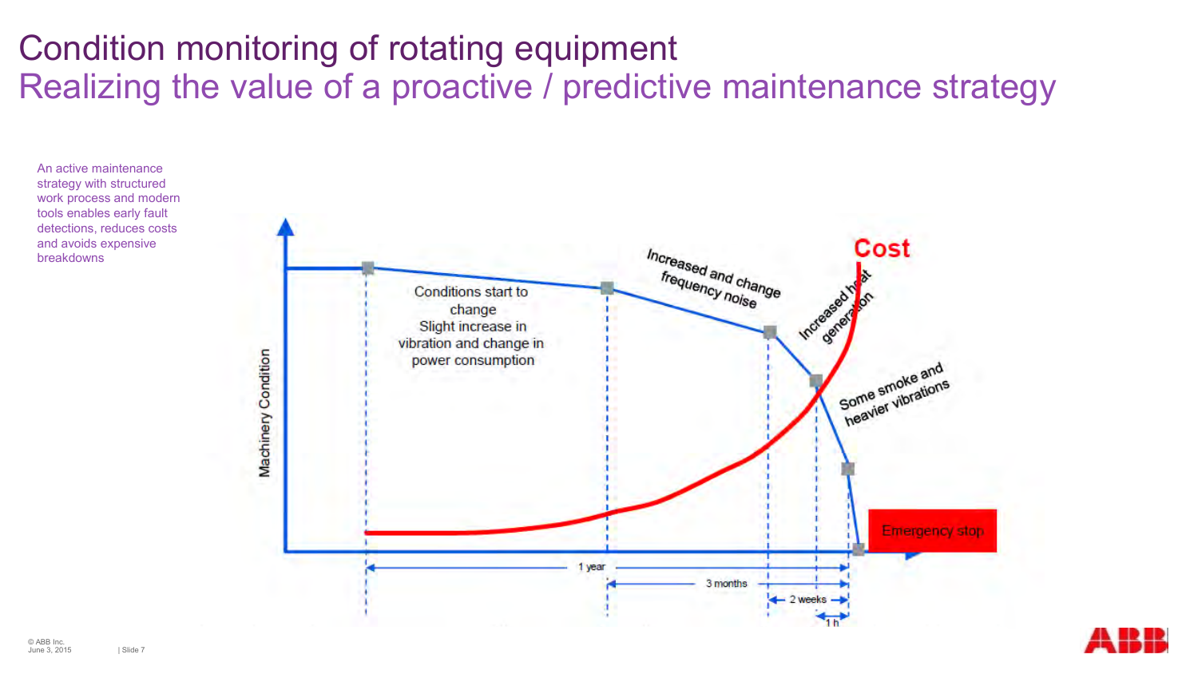# Condition monitoring of rotating equipment

## Realizing the value of a proactive / predictive maintenance strategy

An active maintenance strategy with structured work process and modern tools enables early fault detections, reduces costs and avoids expensive breakdowns

Machinery Condition

Conditions start to change
Slight increase in vibration and change in power consumption

Increased and change frequency noise

Increased heat generation

Some smoke and heavier vibrations

Cost

Emergency stop

1 year

3 months

2 weeks

1 h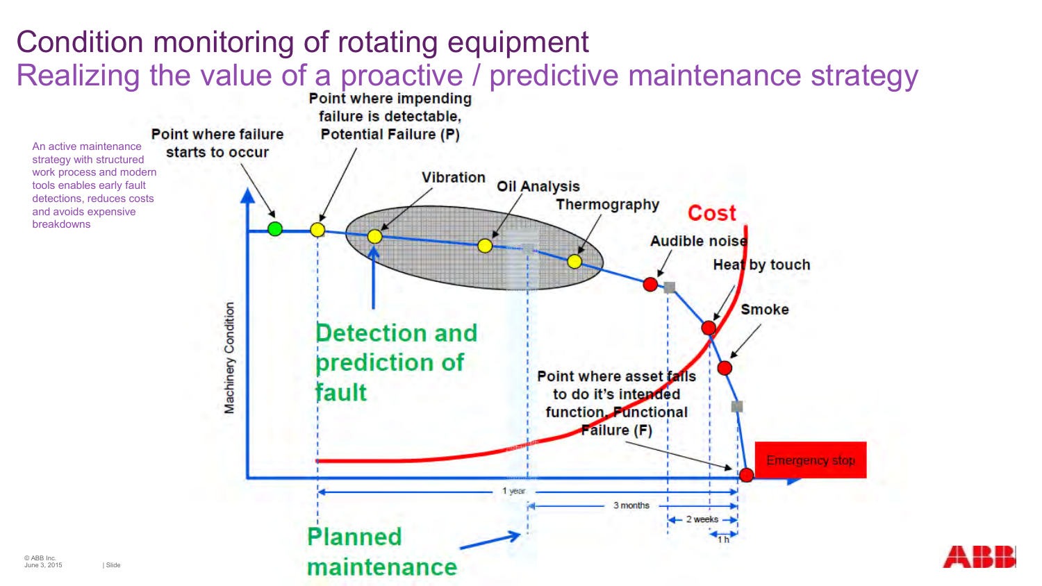# Condition monitoring of rotating equipment

## Realizing the value of a proactive / predictive maintenance strategy

An active maintenance strategy with structured work process and modern tools enables early fault detections, reduces costs and avoids expensive breakdowns

Point where failure starts to occur

Point where impending failure is detectable, Potential Failure (P)

Vibration

Oil Analysis

Thermography

Cost

Audible noise

Heat by touch

Smoke

Machinery Condition

Detection and prediction of fault

Point where asset fails to do it's intended function, Functional Failure (F)

Emergency stop

1 year

3 months

2 weeks

1 h

Planned maintenance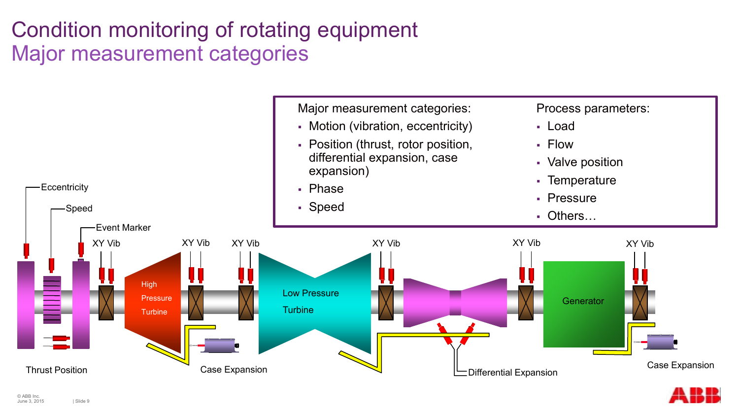# Condition monitoring of rotating equipment
## Major measurement categories

Major measurement categories:

- Motion (vibration, eccentricity)
- Position (thrust, rotor position, differential expansion, case expansion)
- Phase
- Speed

Process parameters:

- Load
- Flow
- Valve position
- Temperature
- Pressure
- Others…

Eccentricity

Speed

Event Marker

XY Vib

XY Vib

XY Vib

XY Vib

XY Vib

XY Vib

High Pressure Turbine

Low Pressure Turbine

Generator

Thrust Position

Case Expansion

Differential Expansion

Case Expansion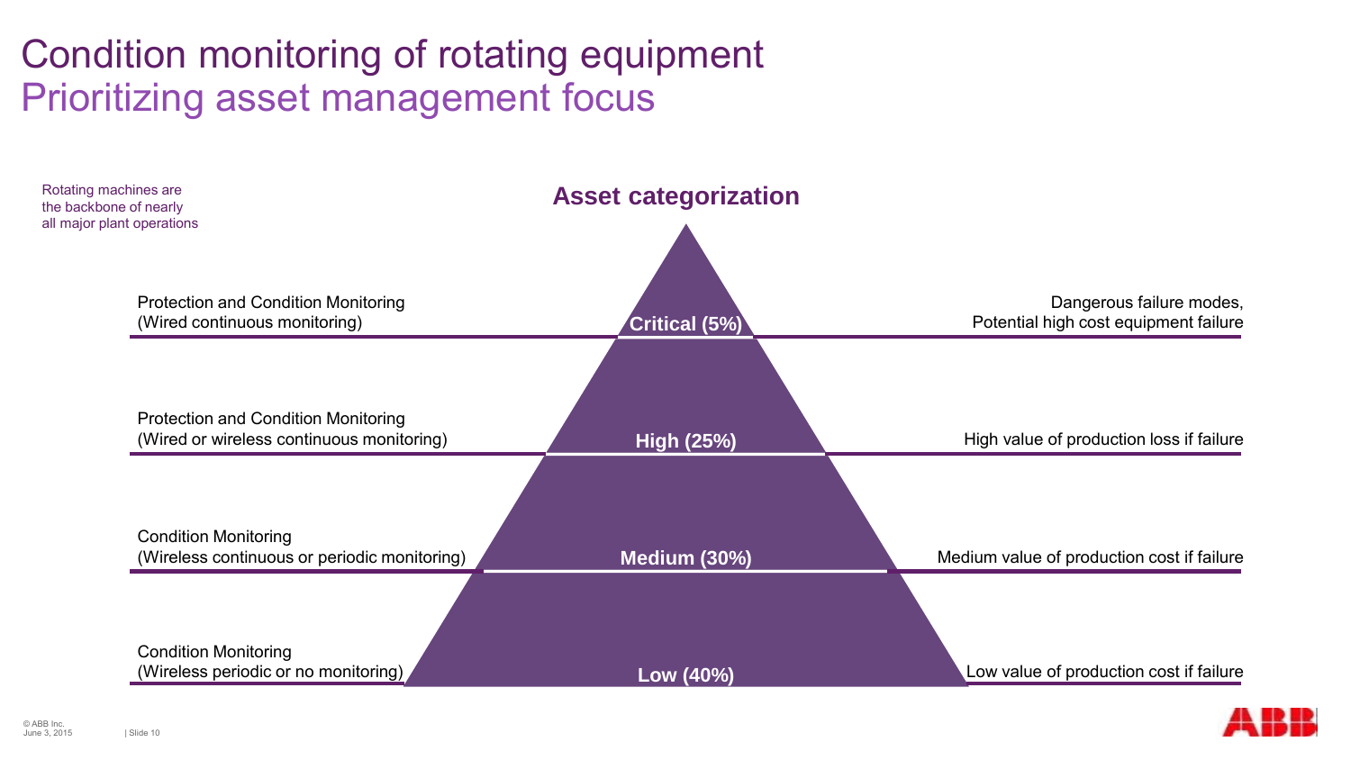# Condition monitoring of rotating equipment
## Prioritizing asset management focus

Rotating machines are the backbone of nearly all major plant operations

### Asset categorization

| Monitoring | Category | Rationale |
|---|---|---|
| Protection and Condition Monitoring (Wired continuous monitoring) | **Critical (5%)** | Dangerous failure modes, Potential high cost equipment failure |
| Protection and Condition Monitoring (Wired or wireless continuous monitoring) | **High (25%)** | High value of production loss if failure |
| Condition Monitoring (Wireless continuous or periodic monitoring) | **Medium (30%)** | Medium value of production cost if failure |
| Condition Monitoring (Wireless periodic or no monitoring) | **Low (40%)** | Low value of production cost if failure |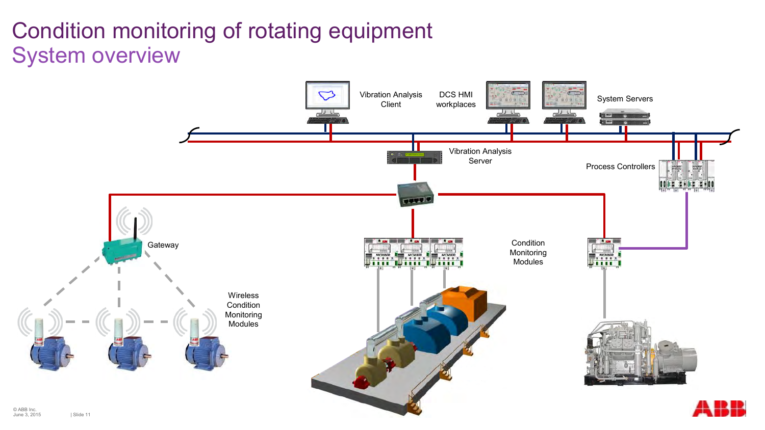# Condition monitoring of rotating equipment

## System overview

Vibration Analysis Client

DCS HMI workplaces

System Servers

Vibration Analysis Server

Process Controllers

Gateway

Condition Monitoring Modules

Wireless Condition Monitoring Modules

© ABB Inc.
June 3, 2015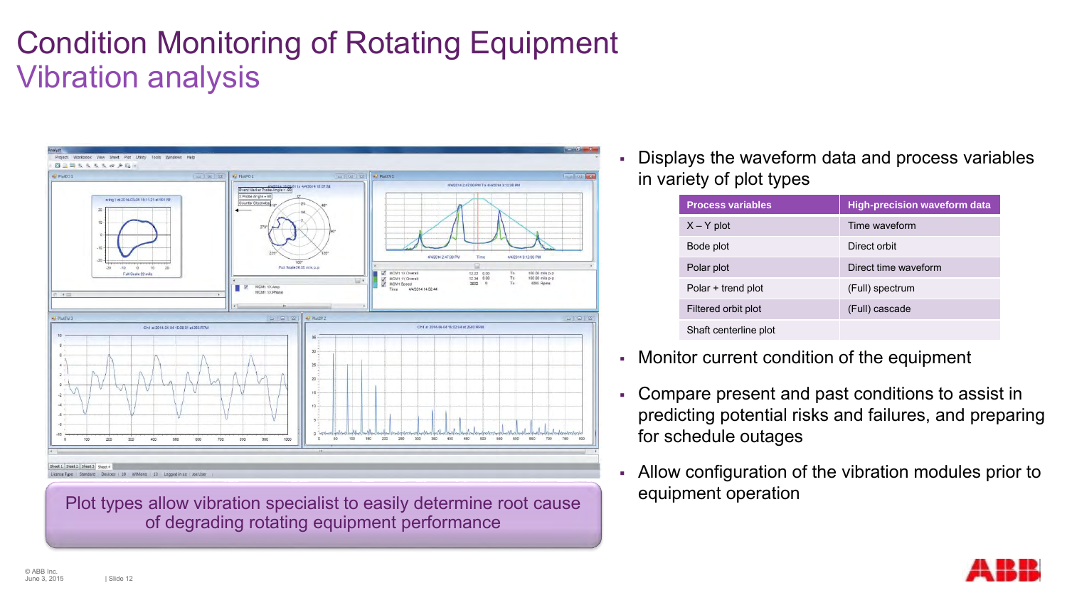# Condition Monitoring of Rotating Equipment
## Vibration analysis

Plot types allow vibration specialist to easily determine root cause of degrading rotating equipment performance

- Displays the waveform data and process variables in variety of plot types

| Process variables | High-precision waveform data |
|---|---|
| X – Y plot | Time waveform |
| Bode plot | Direct orbit |
| Polar plot | Direct time waveform |
| Polar + trend plot | (Full) spectrum |
| Filtered orbit plot | (Full) cascade |
| Shaft centerline plot | |

- Monitor current condition of the equipment
- Compare present and past conditions to assist in predicting potential risks and failures, and preparing for schedule outages
- Allow configuration of the vibration modules prior to equipment operation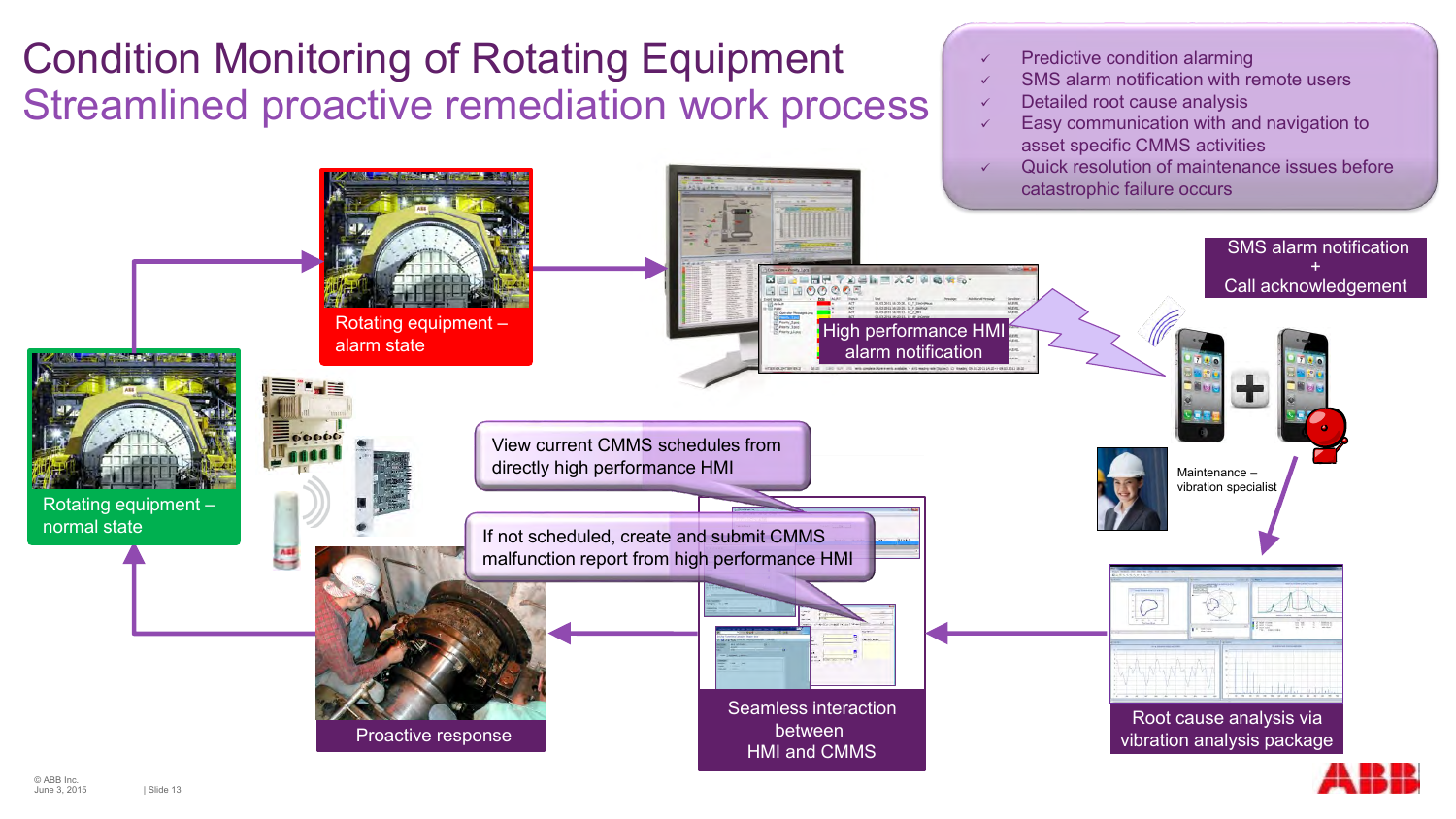# Condition Monitoring of Rotating Equipment

## Streamlined proactive remediation work process

- ✓ Predictive condition alarming
- ✓ SMS alarm notification with remote users
- ✓ Detailed root cause analysis
- ✓ Easy communication with and navigation to asset specific CMMS activities
- ✓ Quick resolution of maintenance issues before catastrophic failure occurs

Rotating equipment – normal state

Rotating equipment – alarm state

High performance HMI alarm notification

SMS alarm notification + Call acknowledgement

Maintenance – vibration specialist

Root cause analysis via vibration analysis package

Seamless interaction between HMI and CMMS

View current CMMS schedules from directly high performance HMI

If not scheduled, create and submit CMMS malfunction report from high performance HMI

Proactive response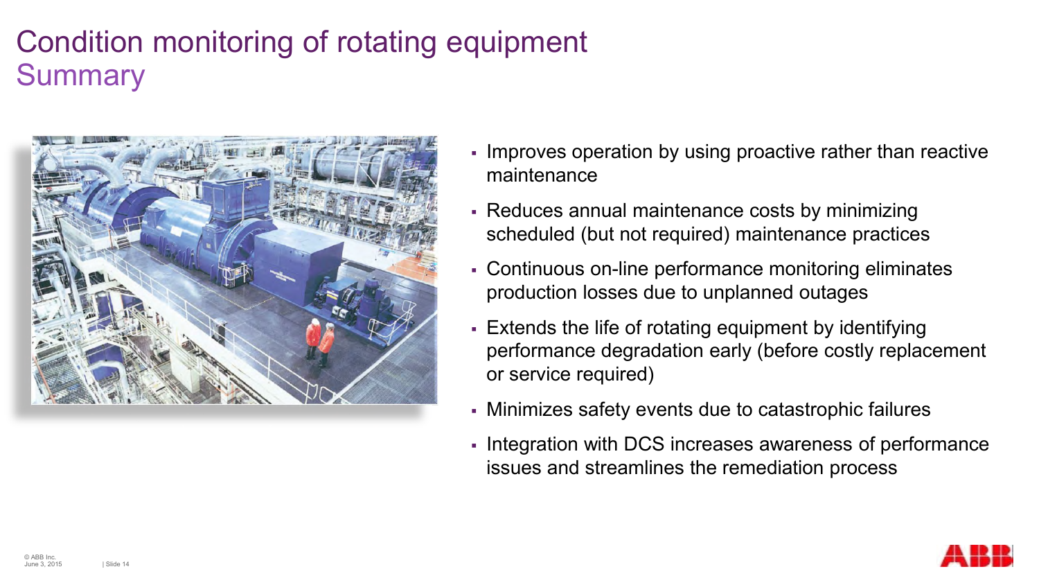# Condition monitoring of rotating equipment
## Summary

- Improves operation by using proactive rather than reactive maintenance
- Reduces annual maintenance costs by minimizing scheduled (but not required) maintenance practices
- Continuous on-line performance monitoring eliminates production losses due to unplanned outages
- Extends the life of rotating equipment by identifying performance degradation early (before costly replacement or service required)
- Minimizes safety events due to catastrophic failures
- Integration with DCS increases awareness of performance issues and streamlines the remediation process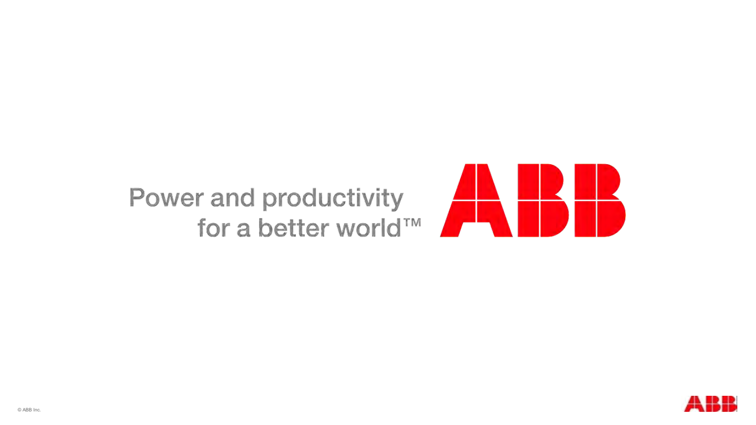Power and productivity
for a better world™